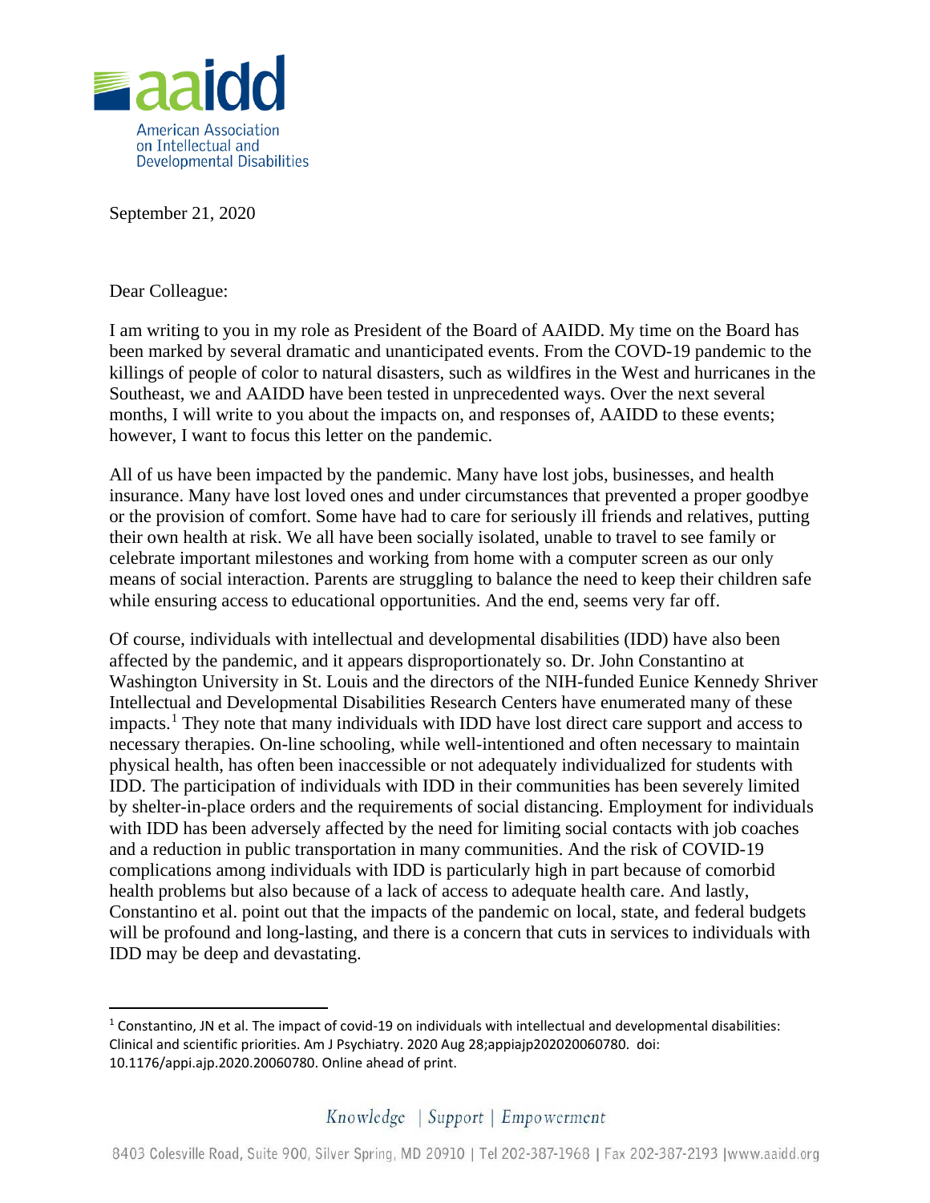September 21, 2020

Dear Colleague:

I am writing to you in my role as President of the Board of AAIDD. My time on the Board has been marked by several dramatic and unanticipated events. From the COVD-19 pandemic to the killings of people of color to natural disasters, such as wildfires in the West and hurricanes in the Southeast, we and AAIDD have been tested in unprecedented ways. Over the next several months, I will write to you about the impacts on, and responses of, AAIDD to these events; however, I want to focus this letter on the pandemic.

All of us have been impacted by the pandemic. Many have lost jobs, businesses, and health insurance. Many have lost loved ones and under circumstances that prevented a proper goodbye or the provision of comfort. Some have had to care for seriously ill friends and relatives, putting their own health at risk. We all have been socially isolated, unable to travel to see family or celebrate important milestones and working from home with a computer screen as our only means of social interaction. Parents are struggling to balance the need to keep their children safe while ensuring access to educational opportunities. And the end, seems very far off.

Of course, individuals with intellectual and developmental disabilities (IDD) have also been affected by the pandemic, and it appears disproportionately so. Dr. John Constantino at Washington University in St. Louis and the directors of the NIH-funded Eunice Kennedy Shriver Intellectual and Developmental Disabilities Research Centers have enumerated many of these impacts.[1] They note that many individuals with IDD have lost direct care support and access to necessary therapies. On-line schooling, while well-intentioned and often necessary to maintain physical health, has often been inaccessible or not adequately individualized for students with IDD. The participation of individuals with IDD in their communities has been severely limited by shelter-in-place orders and the requirements of social distancing. Employment for individuals with IDD has been adversely affected by the need for limiting social contacts with job coaches and a reduction in public transportation in many communities. And the risk of COVID-19 complications among individuals with IDD is particularly high in part because of comorbid health problems but also because of a lack of access to adequate health care. And lastly, Constantino et al. point out that the impacts of the pandemic on local, state, and federal budgets will be profound and long-lasting, and there is a concern that cuts in services to individuals with IDD may be deep and devastating.

---

[1] Constantino, JN et al. The impact of covid-19 on individuals with intellectual and developmental disabilities: Clinical and scientific priorities. Am J Psychiatry. 2020 Aug 28;appiajp202020060780. doi: 10.1176/appi.ajp.2020.20060780. Online ahead of print.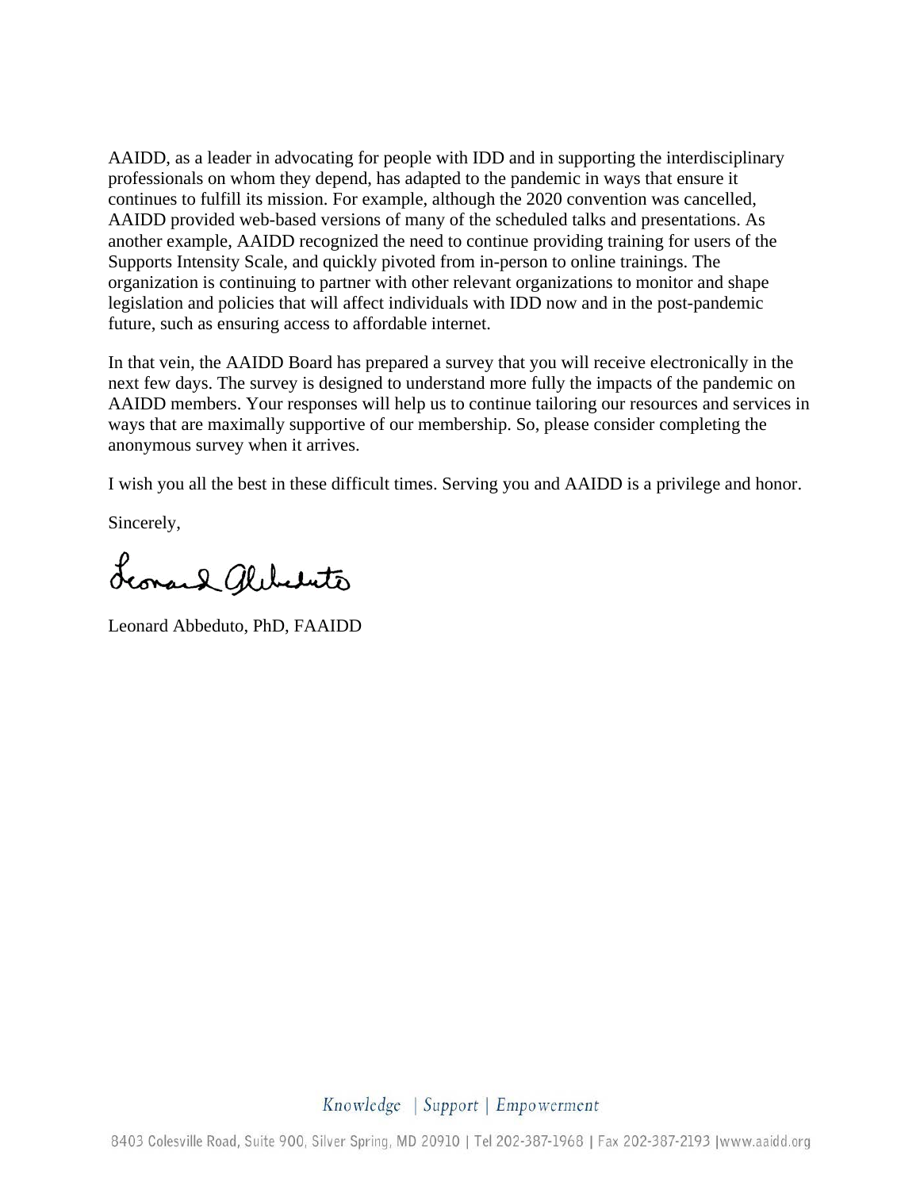AAIDD, as a leader in advocating for people with IDD and in supporting the interdisciplinary professionals on whom they depend, has adapted to the pandemic in ways that ensure it continues to fulfill its mission. For example, although the 2020 convention was cancelled, AAIDD provided web-based versions of many of the scheduled talks and presentations. As another example, AAIDD recognized the need to continue providing training for users of the Supports Intensity Scale, and quickly pivoted from in-person to online trainings. The organization is continuing to partner with other relevant organizations to monitor and shape legislation and policies that will affect individuals with IDD now and in the post-pandemic future, such as ensuring access to affordable internet.

In that vein, the AAIDD Board has prepared a survey that you will receive electronically in the next few days. The survey is designed to understand more fully the impacts of the pandemic on AAIDD members. Your responses will help us to continue tailoring our resources and services in ways that are maximally supportive of our membership. So, please consider completing the anonymous survey when it arrives.

I wish you all the best in these difficult times. Serving you and AAIDD is a privilege and honor.

Sincerely,

Leonard Abbeduto

Leonard Abbeduto, PhD, FAAIDD

*Knowledge | Support | Empowerment*

8403 Colesville Road, Suite 900, Silver Spring, MD 20910 | Tel 202-387-1968 | Fax 202-387-2193 | www.aaidd.org